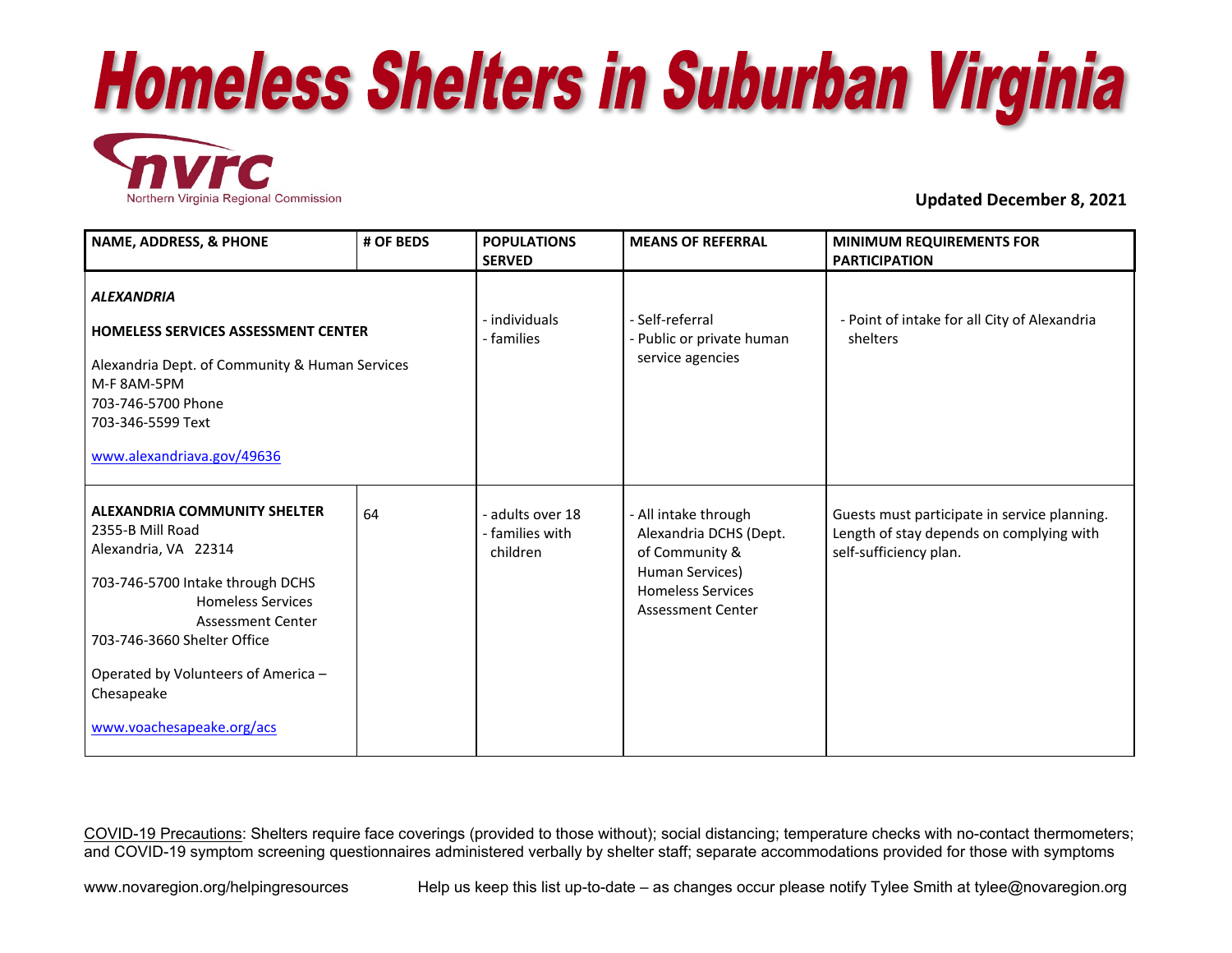# Homeless Shelters in Suburban Virginia

nvrc
Northern Virginia Regional Commission

**Updated December 8, 2021**

| NAME, ADDRESS, & PHONE | # OF BEDS | POPULATIONS SERVED | MEANS OF REFERRAL | MINIMUM REQUIREMENTS FOR PARTICIPATION |
|---|---|---|---|---|
| ***ALEXANDRIA*** <br><br> **HOMELESS SERVICES ASSESSMENT CENTER** <br><br> Alexandria Dept. of Community & Human Services <br> M-F 8AM-5PM <br> 703-746-5700 Phone <br> 703-346-5599 Text <br><br> www.alexandriava.gov/49636 | | - individuals <br> - families | - Self-referral <br> - Public or private human service agencies | - Point of intake for all City of Alexandria shelters |
| **ALEXANDRIA COMMUNITY SHELTER** <br> 2355-B Mill Road <br> Alexandria, VA 22314 <br><br> 703-746-5700 Intake through DCHS Homeless Services Assessment Center <br> 703-746-3660 Shelter Office <br><br> Operated by Volunteers of America – Chesapeake <br><br> www.voachesapeake.org/acs | 64 | - adults over 18 <br> - families with children | - All intake through Alexandria DCHS (Dept. of Community & Human Services) Homeless Services Assessment Center | Guests must participate in service planning. Length of stay depends on complying with self-sufficiency plan. |

COVID-19 Precautions: Shelters require face coverings (provided to those without); social distancing; temperature checks with no-contact thermometers; and COVID-19 symptom screening questionnaires administered verbally by shelter staff; separate accommodations provided for those with symptoms

www.novaregion.org/helpingresources

Help us keep this list up-to-date – as changes occur please notify Tylee Smith at tylee@novaregion.org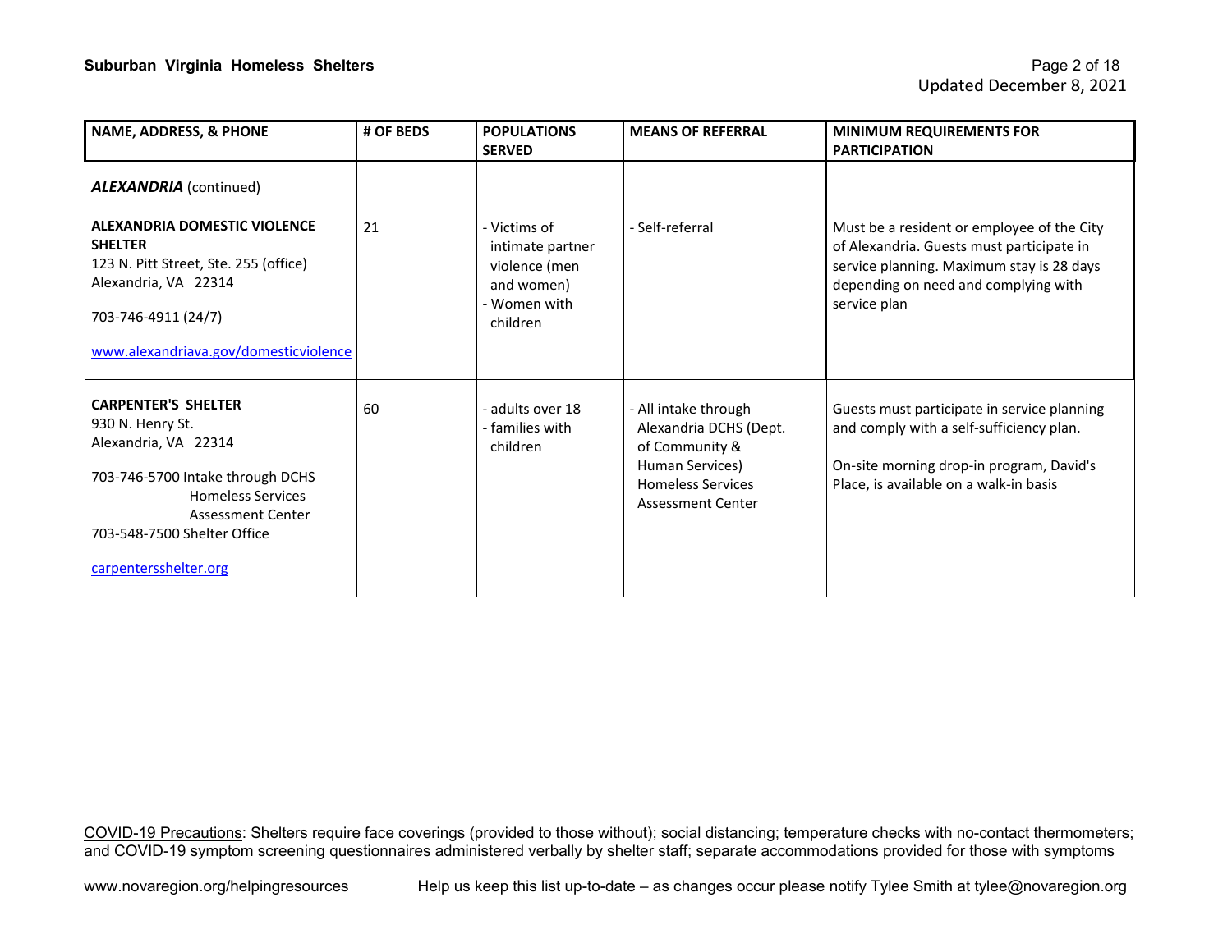| NAME, ADDRESS, & PHONE | # OF BEDS | POPULATIONS SERVED | MEANS OF REFERRAL | MINIMUM REQUIREMENTS FOR PARTICIPATION |
|---|---|---|---|---|
| ***ALEXANDRIA*** (continued) | | | | |
| **ALEXANDRIA DOMESTIC VIOLENCE SHELTER**<br>123 N. Pitt Street, Ste. 255 (office)<br>Alexandria, VA 22314<br>703-746-4911 (24/7)<br>www.alexandriava.gov/domesticviolence | 21 | - Victims of intimate partner violence (men and women)<br>- Women with children | - Self-referral | Must be a resident or employee of the City of Alexandria. Guests must participate in service planning. Maximum stay is 28 days depending on need and complying with service plan |
| **CARPENTER'S SHELTER**<br>930 N. Henry St.<br>Alexandria, VA 22314<br>703-746-5700 Intake through DCHS Homeless Services Assessment Center<br>703-548-7500 Shelter Office<br>carpentersshelter.org | 60 | - adults over 18<br>- families with children | - All intake through Alexandria DCHS (Dept. of Community & Human Services) Homeless Services Assessment Center | Guests must participate in service planning and comply with a self-sufficiency plan.<br>On-site morning drop-in program, David's Place, is available on a walk-in basis |

COVID-19 Precautions: Shelters require face coverings (provided to those without); social distancing; temperature checks with no-contact thermometers; and COVID-19 symptom screening questionnaires administered verbally by shelter staff; separate accommodations provided for those with symptoms

www.novaregion.org/helpingresources Help us keep this list up-to-date – as changes occur please notify Tylee Smith at tylee@novaregion.org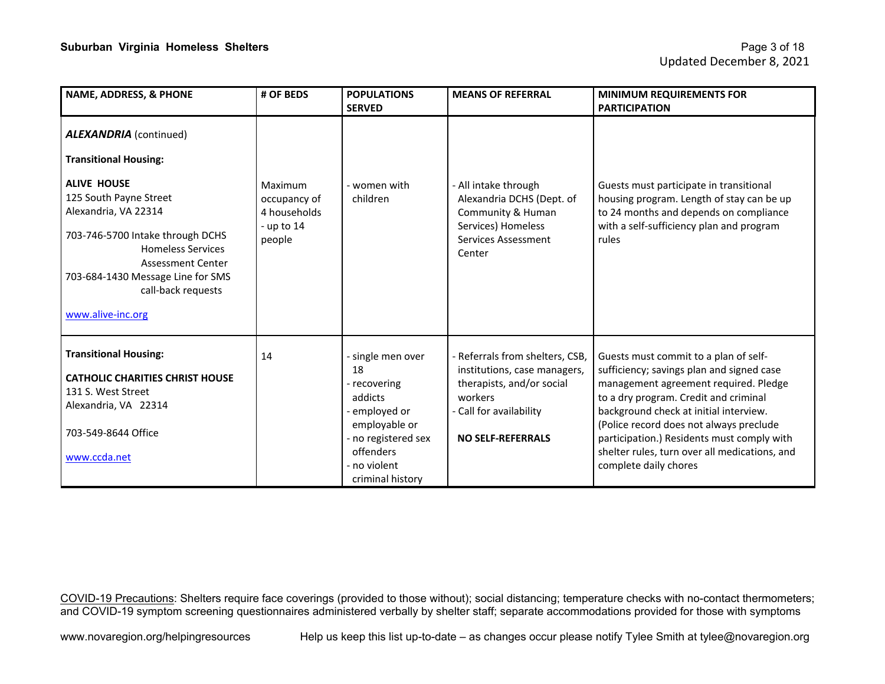| NAME, ADDRESS, & PHONE | # OF BEDS | POPULATIONS SERVED | MEANS OF REFERRAL | MINIMUM REQUIREMENTS FOR PARTICIPATION |
|---|---|---|---|---|
| ***ALEXANDRIA*** (continued)<br><br>**Transitional Housing:**<br><br>**ALIVE HOUSE**<br>125 South Payne Street<br>Alexandria, VA 22314<br><br>703-746-5700 Intake through DCHS Homeless Services Assessment Center<br>703-684-1430 Message Line for SMS call-back requests<br><br>www.alive-inc.org | Maximum occupancy of 4 households - up to 14 people | - women with children | - All intake through Alexandria DCHS (Dept. of Community & Human Services) Homeless Services Assessment Center | Guests must participate in transitional housing program. Length of stay can be up to 24 months and depends on compliance with a self-sufficiency plan and program rules |
| **Transitional Housing:**<br><br>**CATHOLIC CHARITIES CHRIST HOUSE**<br>131 S. West Street<br>Alexandria, VA 22314<br><br>703-549-8644 Office<br><br>www.ccda.net | 14 | - single men over 18<br>- recovering addicts<br>- employed or employable or<br>- no registered sex offenders<br>- no violent criminal history | - Referrals from shelters, CSB, institutions, case managers, therapists, and/or social workers<br>- Call for availability<br><br>**NO SELF-REFERRALS** | Guests must commit to a plan of self-sufficiency; savings plan and signed case management agreement required. Pledge to a dry program. Credit and criminal background check at initial interview. (Police record does not always preclude participation.) Residents must comply with shelter rules, turn over all medications, and complete daily chores |

COVID-19 Precautions: Shelters require face coverings (provided to those without); social distancing; temperature checks with no-contact thermometers; and COVID-19 symptom screening questionnaires administered verbally by shelter staff; separate accommodations provided for those with symptoms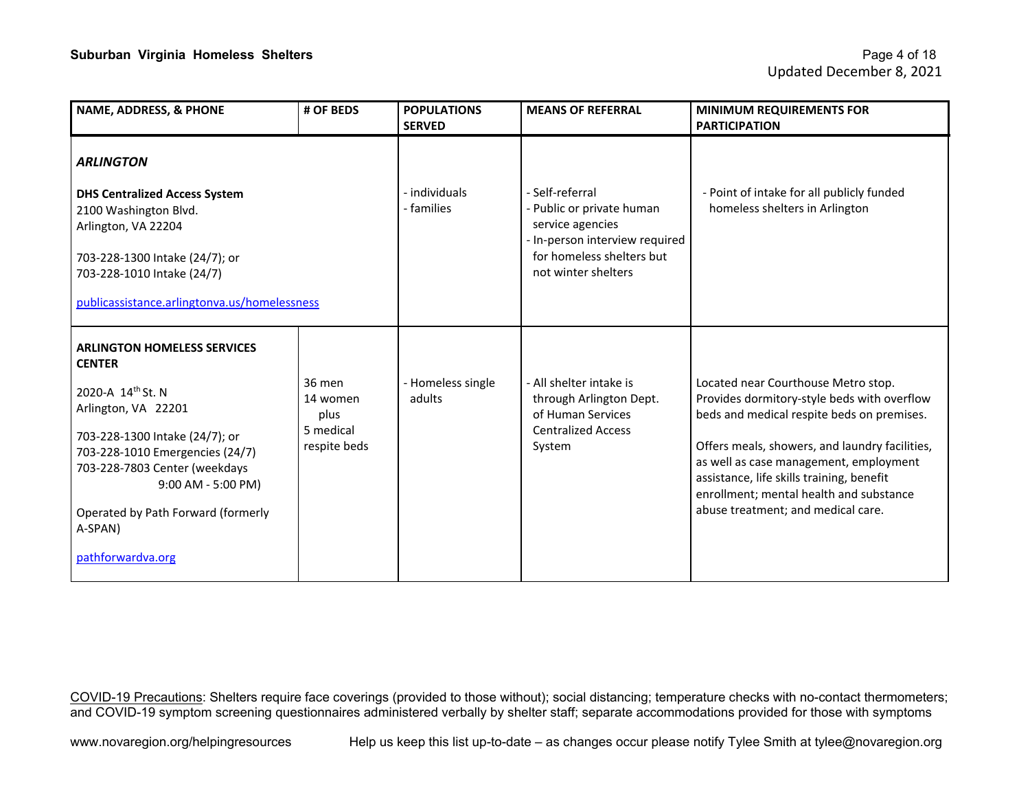| NAME, ADDRESS, & PHONE | # OF BEDS | POPULATIONS SERVED | MEANS OF REFERRAL | MINIMUM REQUIREMENTS FOR PARTICIPATION |
|---|---|---|---|---|
| ***ARLINGTON*** <br><br> **DHS Centralized Access System** <br> 2100 Washington Blvd. <br> Arlington, VA 22204 <br><br> 703-228-1300 Intake (24/7); or <br> 703-228-1010 Intake (24/7) <br><br> publicassistance.arlingtonva.us/homelessness | | - individuals <br> - families | - Self-referral <br> - Public or private human service agencies <br> - In-person interview required for homeless shelters but not winter shelters | - Point of intake for all publicly funded homeless shelters in Arlington |
| **ARLINGTON HOMELESS SERVICES CENTER** <br> 2020-A 14th St. N <br> Arlington, VA 22201 <br><br> 703-228-1300 Intake (24/7); or <br> 703-228-1010 Emergencies (24/7) <br> 703-228-7803 Center (weekdays 9:00 AM - 5:00 PM) <br><br> Operated by Path Forward (formerly A-SPAN) <br><br> pathforwardva.org | 36 men <br> 14 women <br> plus <br> 5 medical respite beds | - Homeless single adults | - All shelter intake is through Arlington Dept. of Human Services Centralized Access System | Located near Courthouse Metro stop. Provides dormitory-style beds with overflow beds and medical respite beds on premises. <br><br> Offers meals, showers, and laundry facilities, as well as case management, employment assistance, life skills training, benefit enrollment; mental health and substance abuse treatment; and medical care. |

COVID-19 Precautions: Shelters require face coverings (provided to those without); social distancing; temperature checks with no-contact thermometers; and COVID-19 symptom screening questionnaires administered verbally by shelter staff; separate accommodations provided for those with symptoms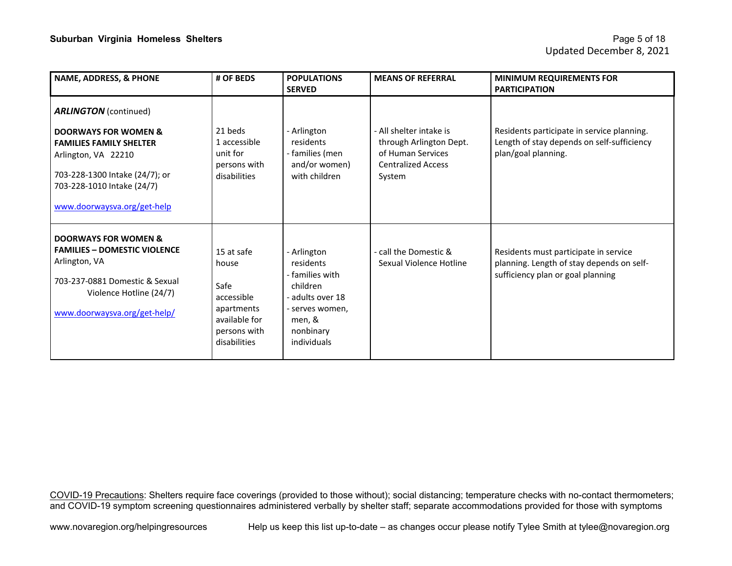| NAME, ADDRESS, & PHONE | # OF BEDS | POPULATIONS SERVED | MEANS OF REFERRAL | MINIMUM REQUIREMENTS FOR PARTICIPATION |
|---|---|---|---|---|
| ***ARLINGTON*** (continued) | | | | |
| **DOORWAYS FOR WOMEN & FAMILIES FAMILY SHELTER**<br>Arlington, VA 22210<br>703-228-1300 Intake (24/7); or<br>703-228-1010 Intake (24/7)<br>www.doorwaysva.org/get-help | 21 beds<br>1 accessible unit for persons with disabilities | - Arlington residents<br>- families (men and/or women) with children | - All shelter intake is through Arlington Dept. of Human Services Centralized Access System | Residents participate in service planning. Length of stay depends on self-sufficiency plan/goal planning. |
| **DOORWAYS FOR WOMEN & FAMILIES – DOMESTIC VIOLENCE**<br>Arlington, VA<br>703-237-0881 Domestic & Sexual Violence Hotline (24/7)<br>www.doorwaysva.org/get-help/ | 15 at safe house<br>Safe accessible apartments available for persons with disabilities | - Arlington residents<br>- families with children<br>- adults over 18<br>- serves women, men, & nonbinary individuals | - call the Domestic & Sexual Violence Hotline | Residents must participate in service planning. Length of stay depends on self-sufficiency plan or goal planning |

COVID-19 Precautions: Shelters require face coverings (provided to those without); social distancing; temperature checks with no-contact thermometers; and COVID-19 symptom screening questionnaires administered verbally by shelter staff; separate accommodations provided for those with symptoms

www.novaregion.org/helpingresources Help us keep this list up-to-date – as changes occur please notify Tylee Smith at tylee@novaregion.org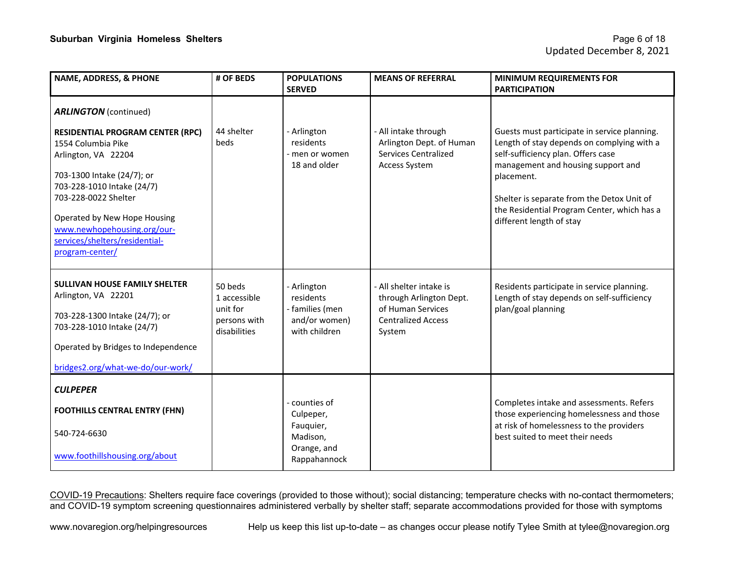| NAME, ADDRESS, & PHONE | # OF BEDS | POPULATIONS SERVED | MEANS OF REFERRAL | MINIMUM REQUIREMENTS FOR PARTICIPATION |
|---|---|---|---|---|
| ***ARLINGTON*** (continued)<br><br>**RESIDENTIAL PROGRAM CENTER (RPC)**<br>1554 Columbia Pike<br>Arlington, VA 22204<br><br>703-1300 Intake (24/7); or<br>703-228-1010 Intake (24/7)<br>703-228-0022 Shelter<br><br>Operated by New Hope Housing<br>www.newhopehousing.org/our-services/shelters/residential-program-center/ | 44 shelter beds | - Arlington residents<br>- men or women 18 and older | - All intake through Arlington Dept. of Human Services Centralized Access System | Guests must participate in service planning. Length of stay depends on complying with a self-sufficiency plan. Offers case management and housing support and placement.<br><br>Shelter is separate from the Detox Unit of the Residential Program Center, which has a different length of stay |
| **SULLIVAN HOUSE FAMILY SHELTER**<br>Arlington, VA 22201<br><br>703-228-1300 Intake (24/7); or<br>703-228-1010 Intake (24/7)<br><br>Operated by Bridges to Independence<br><br>bridges2.org/what-we-do/our-work/ | 50 beds<br>1 accessible unit for persons with disabilities | - Arlington residents<br>- families (men and/or women) with children | - All shelter intake is through Arlington Dept. of Human Services Centralized Access System | Residents participate in service planning. Length of stay depends on self-sufficiency plan/goal planning |
| ***CULPEPER***<br><br>**FOOTHILLS CENTRAL ENTRY (FHN)**<br><br>540-724-6630<br><br>www.foothillshousing.org/about | | - counties of Culpeper, Fauquier, Madison, Orange, and Rappahannock | | Completes intake and assessments. Refers those experiencing homelessness and those at risk of homelessness to the providers best suited to meet their needs |

COVID-19 Precautions: Shelters require face coverings (provided to those without); social distancing; temperature checks with no-contact thermometers; and COVID-19 symptom screening questionnaires administered verbally by shelter staff; separate accommodations provided for those with symptoms

www.novaregion.org/helpingresources Help us keep this list up-to-date – as changes occur please notify Tylee Smith at tylee@novaregion.org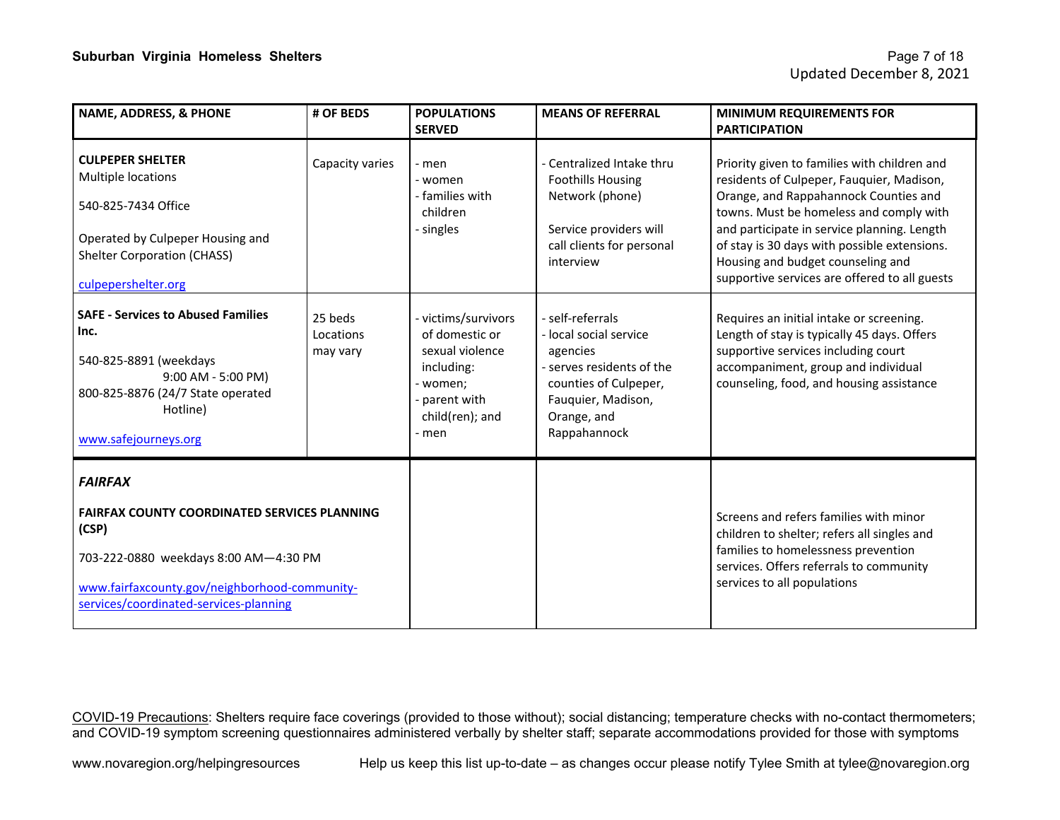| NAME, ADDRESS, & PHONE | # OF BEDS | POPULATIONS SERVED | MEANS OF REFERRAL | MINIMUM REQUIREMENTS FOR PARTICIPATION |
|---|---|---|---|---|
| **CULPEPER SHELTER**<br>Multiple locations<br><br>540-825-7434 Office<br><br>Operated by Culpeper Housing and Shelter Corporation (CHASS)<br><br>culpepershelter.org | Capacity varies | - men<br>- women<br>- families with children<br>- singles | - Centralized Intake thru Foothills Housing Network (phone)<br><br>Service providers will call clients for personal interview | Priority given to families with children and residents of Culpeper, Fauquier, Madison, Orange, and Rappahannock Counties and towns. Must be homeless and comply with and participate in service planning. Length of stay is 30 days with possible extensions. Housing and budget counseling and supportive services are offered to all guests |
| **SAFE - Services to Abused Families Inc.**<br><br>540-825-8891 (weekdays 9:00 AM - 5:00 PM)<br>800-825-8876 (24/7 State operated Hotline)<br><br>www.safejourneys.org | 25 beds<br>Locations may vary | - victims/survivors of domestic or sexual violence including:<br>- women;<br>- parent with child(ren); and<br>- men | - self-referrals<br>- local social service agencies<br>- serves residents of the counties of Culpeper, Fauquier, Madison, Orange, and Rappahannock | Requires an initial intake or screening. Length of stay is typically 45 days. Offers supportive services including court accompaniment, group and individual counseling, food, and housing assistance |
| ***FAIRFAX***<br><br>**FAIRFAX COUNTY COORDINATED SERVICES PLANNING (CSP)**<br><br>703-222-0880 weekdays 8:00 AM—4:30 PM<br><br>www.fairfaxcounty.gov/neighborhood-community-services/coordinated-services-planning | | | | Screens and refers families with minor children to shelter; refers all singles and families to homelessness prevention services. Offers referrals to community services to all populations |

COVID-19 Precautions: Shelters require face coverings (provided to those without); social distancing; temperature checks with no-contact thermometers; and COVID-19 symptom screening questionnaires administered verbally by shelter staff; separate accommodations provided for those with symptoms

www.novaregion.org/helpingresources Help us keep this list up-to-date – as changes occur please notify Tylee Smith at tylee@novaregion.org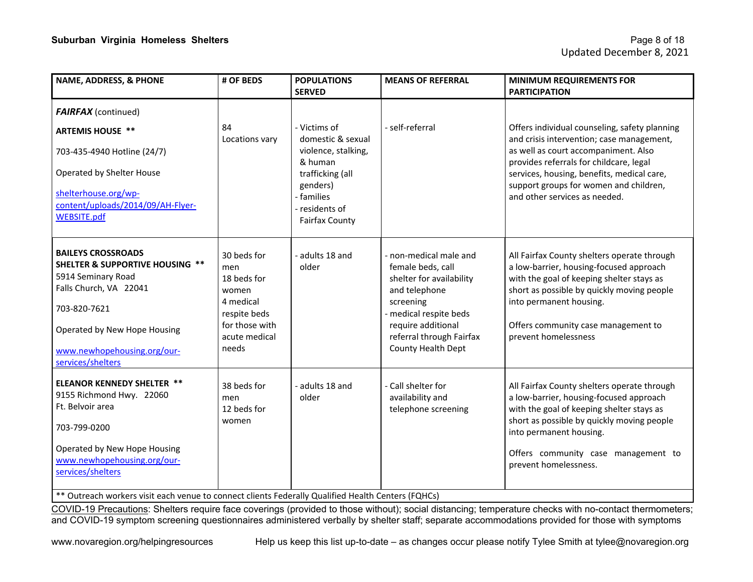| NAME, ADDRESS, & PHONE | # OF BEDS | POPULATIONS SERVED | MEANS OF REFERRAL | MINIMUM REQUIREMENTS FOR PARTICIPATION |
|---|---|---|---|---|
| ***FAIRFAX*** (continued)<br><br>**ARTEMIS HOUSE \*\***<br><br>703-435-4940 Hotline (24/7)<br><br>Operated by Shelter House<br><br>[shelterhouse.org/wp-content/uploads/2014/09/AH-Flyer-WEBSITE.pdf](shelterhouse.org/wp-content/uploads/2014/09/AH-Flyer-WEBSITE.pdf) | 84<br>Locations vary | - Victims of domestic & sexual violence, stalking, & human trafficking (all genders)<br>- families<br>- residents of Fairfax County | - self-referral | Offers individual counseling, safety planning and crisis intervention; case management, as well as court accompaniment. Also provides referrals for childcare, legal services, housing, benefits, medical care, support groups for women and children, and other services as needed. |
| **BAILEYS CROSSROADS SHELTER & SUPPORTIVE HOUSING \*\***<br>5914 Seminary Road<br>Falls Church, VA 22041<br><br>703-820-7621<br><br>Operated by New Hope Housing<br><br>[www.newhopehousing.org/our-services/shelters](www.newhopehousing.org/our-services/shelters) | 30 beds for men<br>18 beds for women<br>4 medical respite beds for those with acute medical needs | - adults 18 and older | - non-medical male and female beds, call shelter for availability and telephone screening<br>- medical respite beds require additional referral through Fairfax County Health Dept | All Fairfax County shelters operate through a low-barrier, housing-focused approach with the goal of keeping shelter stays as short as possible by quickly moving people into permanent housing.<br><br>Offers community case management to prevent homelessness |
| **ELEANOR KENNEDY SHELTER \*\***<br>9155 Richmond Hwy. 22060<br>Ft. Belvoir area<br><br>703-799-0200<br><br>Operated by New Hope Housing<br>[www.newhopehousing.org/our-services/shelters](www.newhopehousing.org/our-services/shelters) | 38 beds for men<br>12 beds for women | - adults 18 and older | - Call shelter for availability and telephone screening | All Fairfax County shelters operate through a low-barrier, housing-focused approach with the goal of keeping shelter stays as short as possible by quickly moving people into permanent housing.<br><br>Offers community case management to prevent homelessness. |

** Outreach workers visit each venue to connect clients Federally Qualified Health Centers (FQHCs)

COVID-19 Precautions: Shelters require face coverings (provided to those without); social distancing; temperature checks with no-contact thermometers; and COVID-19 symptom screening questionnaires administered verbally by shelter staff; separate accommodations provided for those with symptoms

www.novaregion.org/helpingresources Help us keep this list up-to-date – as changes occur please notify Tylee Smith at tylee@novaregion.org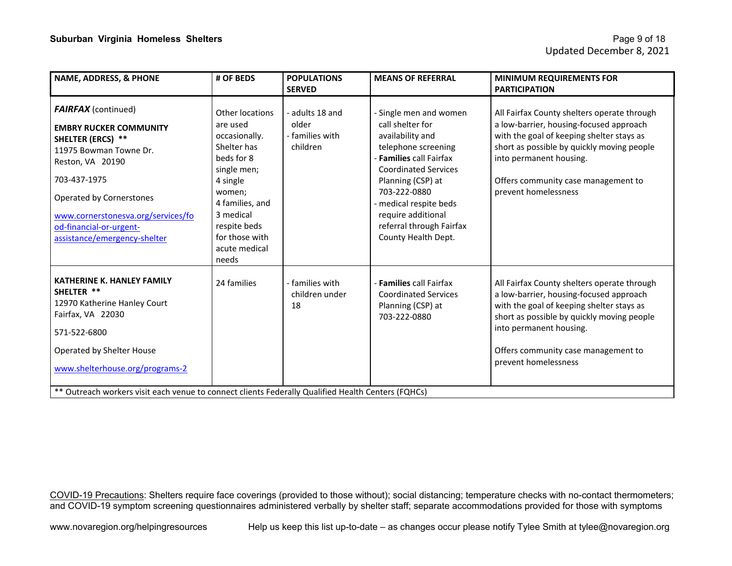| NAME, ADDRESS, & PHONE | # OF BEDS | POPULATIONS SERVED | MEANS OF REFERRAL | MINIMUM REQUIREMENTS FOR PARTICIPATION |
|---|---|---|---|---|
| ***FAIRFAX*** (continued)<br><br>**EMBRY RUCKER COMMUNITY SHELTER (ERCS) \*\***<br>11975 Bowman Towne Dr.<br>Reston, VA 20190<br><br>703-437-1975<br><br>Operated by Cornerstones<br><br>[www.cornerstonesva.org/services/food-financial-or-urgent-assistance/emergency-shelter](www.cornerstonesva.org/services/food-financial-or-urgent-assistance/emergency-shelter) | Other locations are used occasionally. Shelter has beds for 8 single men; 4 single women; 4 families, and 3 medical respite beds for those with acute medical needs | - adults 18 and older<br>- families with children | - Single men and women call shelter for availability and telephone screening<br>- **Families** call Fairfax Coordinated Services Planning (CSP) at 703-222-0880<br>- medical respite beds require additional referral through Fairfax County Health Dept. | All Fairfax County shelters operate through a low-barrier, housing-focused approach with the goal of keeping shelter stays as short as possible by quickly moving people into permanent housing.<br><br>Offers community case management to prevent homelessness |
| **KATHERINE K. HANLEY FAMILY SHELTER \*\***<br>12970 Katherine Hanley Court<br>Fairfax, VA 22030<br><br>571-522-6800<br><br>Operated by Shelter House<br><br>[www.shelterhouse.org/programs-2](www.shelterhouse.org/programs-2) | 24 families | - families with children under 18 | - **Families** call Fairfax Coordinated Services Planning (CSP) at 703-222-0880 | All Fairfax County shelters operate through a low-barrier, housing-focused approach with the goal of keeping shelter stays as short as possible by quickly moving people into permanent housing.<br><br>Offers community case management to prevent homelessness |

\*\* Outreach workers visit each venue to connect clients Federally Qualified Health Centers (FQHCs)

COVID-19 Precautions: Shelters require face coverings (provided to those without); social distancing; temperature checks with no-contact thermometers; and COVID-19 symptom screening questionnaires administered verbally by shelter staff; separate accommodations provided for those with symptoms

www.novaregion.org/helpingresources Help us keep this list up-to-date – as changes occur please notify Tylee Smith at tylee@novaregion.org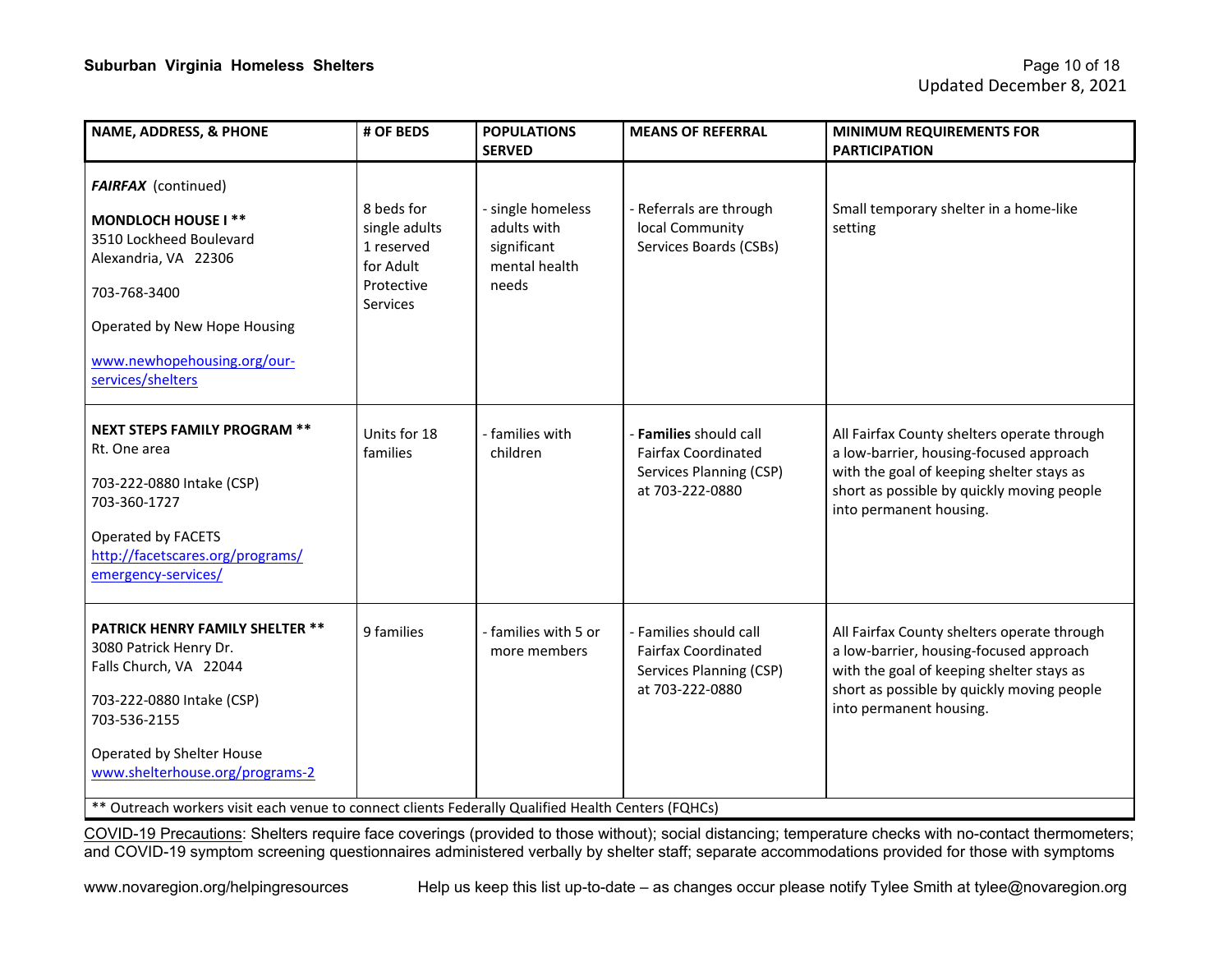| NAME, ADDRESS, & PHONE | # OF BEDS | POPULATIONS SERVED | MEANS OF REFERRAL | MINIMUM REQUIREMENTS FOR PARTICIPATION |
|---|---|---|---|---|
| ***FAIRFAX*** (continued)<br><br>**MONDLOCH HOUSE I \*\***<br>3510 Lockheed Boulevard<br>Alexandria, VA 22306<br><br>703-768-3400<br><br>Operated by New Hope Housing<br><br>www.newhopehousing.org/our-services/shelters | 8 beds for single adults 1 reserved for Adult Protective Services | - single homeless adults with significant mental health needs | - Referrals are through local Community Services Boards (CSBs) | Small temporary shelter in a home-like setting |
| **NEXT STEPS FAMILY PROGRAM \*\***<br>Rt. One area<br><br>703-222-0880 Intake (CSP)<br>703-360-1727<br><br>Operated by FACETS<br>http://facetscares.org/programs/emergency-services/ | Units for 18 families | - families with children | - **Families** should call Fairfax Coordinated Services Planning (CSP) at 703-222-0880 | All Fairfax County shelters operate through a low-barrier, housing-focused approach with the goal of keeping shelter stays as short as possible by quickly moving people into permanent housing. |
| **PATRICK HENRY FAMILY SHELTER \*\***<br>3080 Patrick Henry Dr.<br>Falls Church, VA 22044<br><br>703-222-0880 Intake (CSP)<br>703-536-2155<br><br>Operated by Shelter House<br>www.shelterhouse.org/programs-2 | 9 families | - families with 5 or more members | - Families should call Fairfax Coordinated Services Planning (CSP) at 703-222-0880 | All Fairfax County shelters operate through a low-barrier, housing-focused approach with the goal of keeping shelter stays as short as possible by quickly moving people into permanent housing. |

\*\* Outreach workers visit each venue to connect clients Federally Qualified Health Centers (FQHCs)

COVID-19 Precautions: Shelters require face coverings (provided to those without); social distancing; temperature checks with no-contact thermometers; and COVID-19 symptom screening questionnaires administered verbally by shelter staff; separate accommodations provided for those with symptoms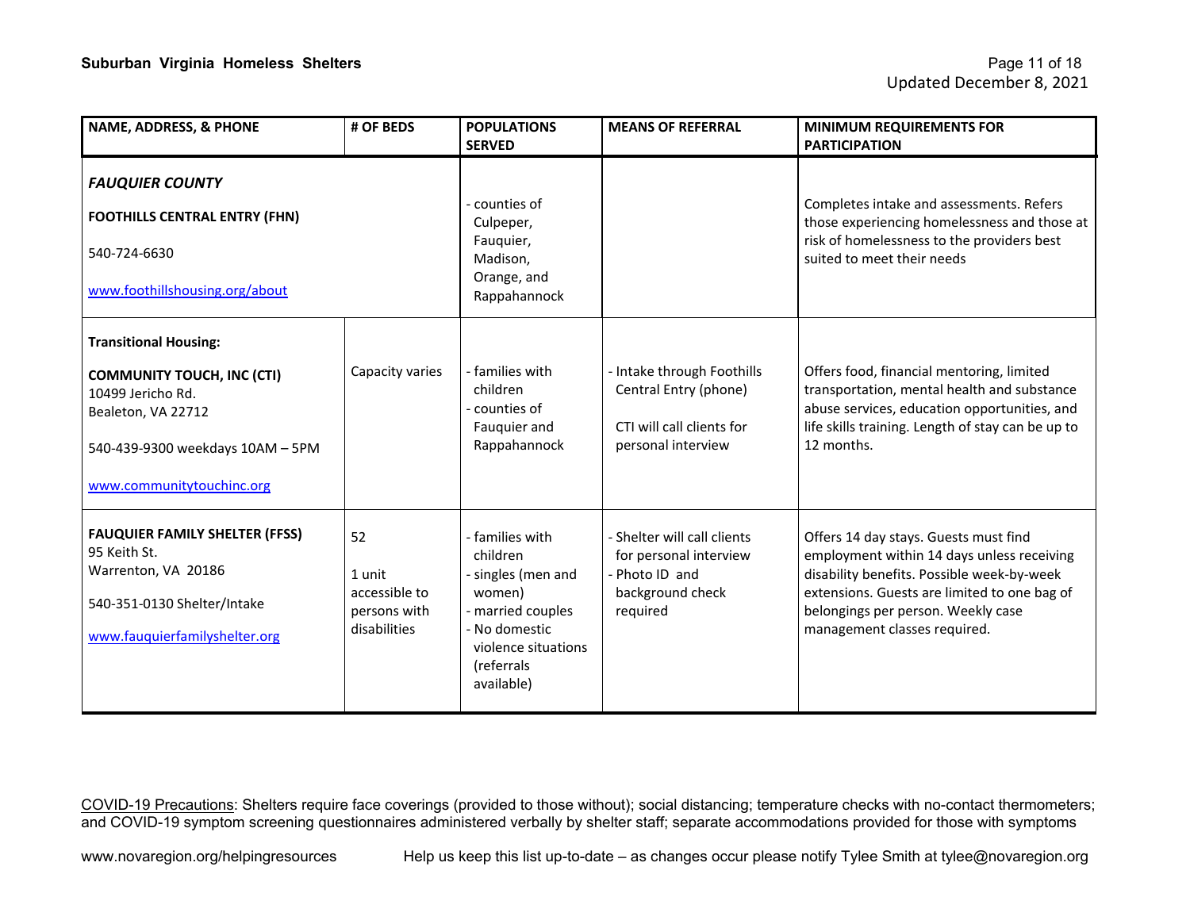| NAME, ADDRESS, & PHONE | # OF BEDS | POPULATIONS SERVED | MEANS OF REFERRAL | MINIMUM REQUIREMENTS FOR PARTICIPATION |
|---|---|---|---|---|
| ***FAUQUIER COUNTY*** <br> **FOOTHILLS CENTRAL ENTRY (FHN)** <br> 540-724-6630 <br> www.foothillshousing.org/about | | - counties of Culpeper, Fauquier, Madison, Orange, and Rappahannock | | Completes intake and assessments. Refers those experiencing homelessness and those at risk of homelessness to the providers best suited to meet their needs |
| **Transitional Housing:** <br> **COMMUNITY TOUCH, INC (CTI)** <br> 10499 Jericho Rd. <br> Bealeton, VA 22712 <br> 540-439-9300 weekdays 10AM – 5PM <br> www.communitytouchinc.org | Capacity varies | - families with children <br> - counties of Fauquier and Rappahannock | - Intake through Foothills Central Entry (phone) <br> CTI will call clients for personal interview | Offers food, financial mentoring, limited transportation, mental health and substance abuse services, education opportunities, and life skills training. Length of stay can be up to 12 months. |
| **FAUQUIER FAMILY SHELTER (FFSS)** <br> 95 Keith St. <br> Warrenton, VA 20186 <br> 540-351-0130 Shelter/Intake <br> www.fauquierfamilyshelter.org | 52 <br> 1 unit accessible to persons with disabilities | - families with children <br> - singles (men and women) <br> - married couples <br> - No domestic violence situations (referrals available) | - Shelter will call clients for personal interview <br> - Photo ID and background check required | Offers 14 day stays. Guests must find employment within 14 days unless receiving disability benefits. Possible week-by-week extensions. Guests are limited to one bag of belongings per person. Weekly case management classes required. |

COVID-19 Precautions: Shelters require face coverings (provided to those without); social distancing; temperature checks with no-contact thermometers; and COVID-19 symptom screening questionnaires administered verbally by shelter staff; separate accommodations provided for those with symptoms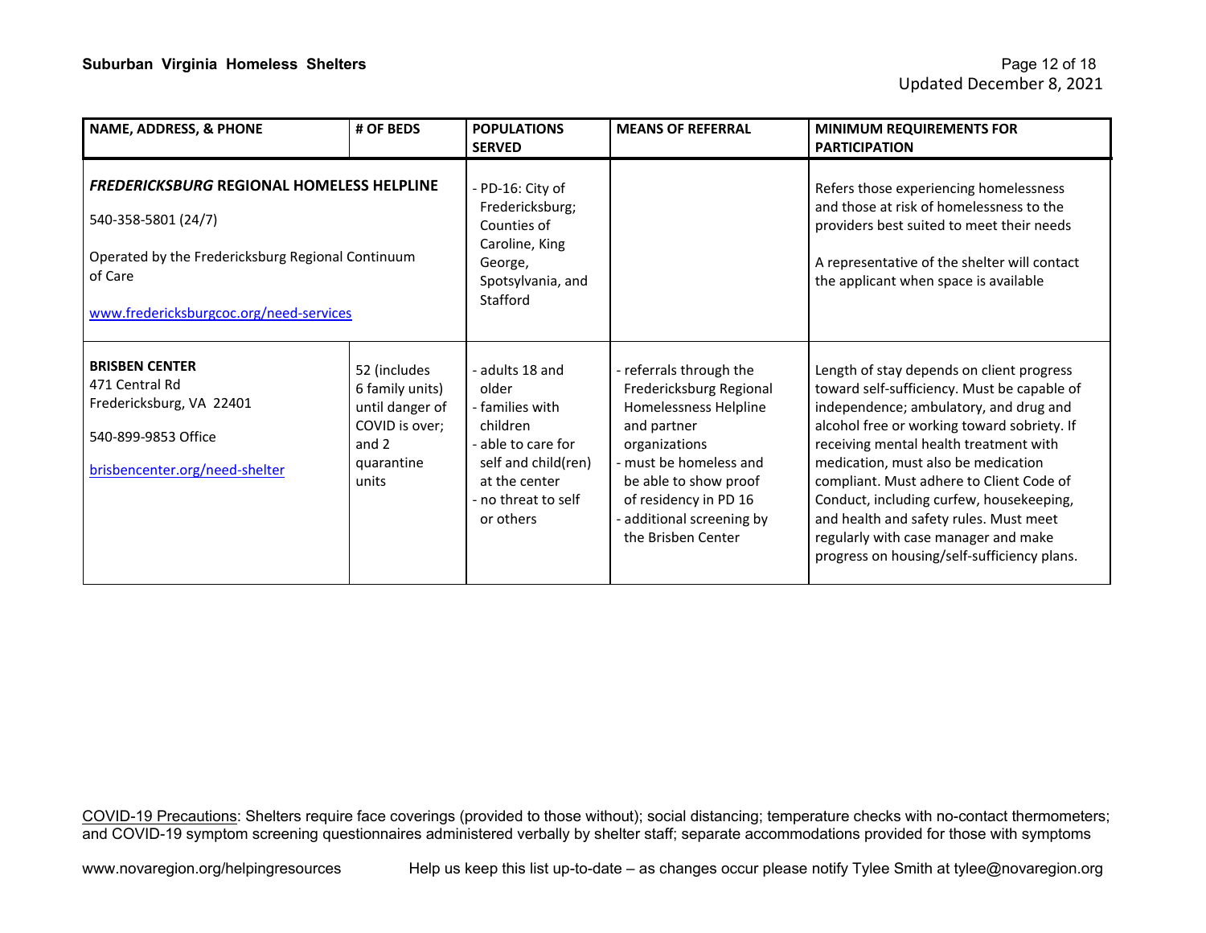| NAME, ADDRESS, & PHONE | # OF BEDS | POPULATIONS SERVED | MEANS OF REFERRAL | MINIMUM REQUIREMENTS FOR PARTICIPATION |
|---|---|---|---|---|
| ***FREDERICKSBURG* REGIONAL HOMELESS HELPLINE**<br>540-358-5801 (24/7)<br>Operated by the Fredericksburg Regional Continuum of Care<br>www.fredericksburgcoc.org/need-services | | - PD-16: City of Fredericksburg; Counties of Caroline, King George, Spotsylvania, and Stafford | | Refers those experiencing homelessness and those at risk of homelessness to the providers best suited to meet their needs<br>A representative of the shelter will contact the applicant when space is available |
| **BRISBEN CENTER**<br>471 Central Rd<br>Fredericksburg, VA 22401<br>540-899-9853 Office<br>brisbencenter.org/need-shelter | 52 (includes 6 family units) until danger of COVID is over; and 2 quarantine units | - adults 18 and older<br>- families with children<br>- able to care for self and child(ren) at the center<br>- no threat to self or others | - referrals through the Fredericksburg Regional Homelessness Helpline and partner organizations<br>- must be homeless and be able to show proof of residency in PD 16<br>- additional screening by the Brisben Center | Length of stay depends on client progress toward self-sufficiency. Must be capable of independence; ambulatory, and drug and alcohol free or working toward sobriety. If receiving mental health treatment with medication, must also be medication compliant. Must adhere to Client Code of Conduct, including curfew, housekeeping, and health and safety rules. Must meet regularly with case manager and make progress on housing/self-sufficiency plans. |

COVID-19 Precautions: Shelters require face coverings (provided to those without); social distancing; temperature checks with no-contact thermometers; and COVID-19 symptom screening questionnaires administered verbally by shelter staff; separate accommodations provided for those with symptoms

www.novaregion.org/helpingresources Help us keep this list up-to-date – as changes occur please notify Tylee Smith at tylee@novaregion.org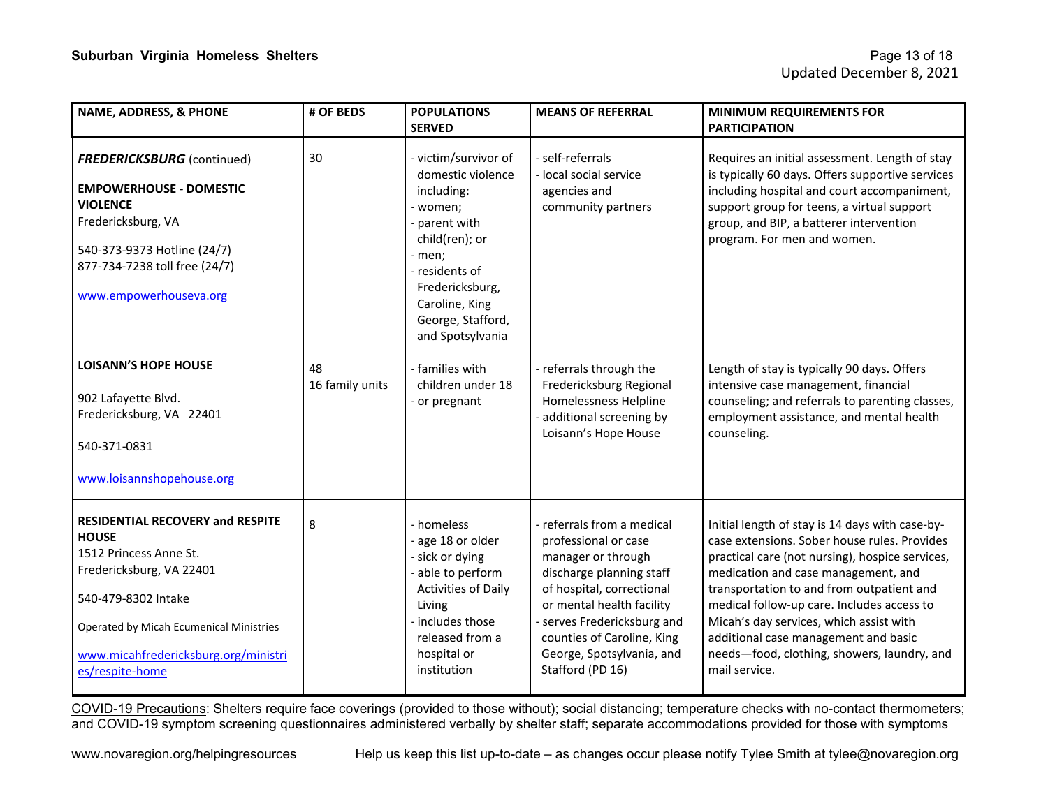| NAME, ADDRESS, & PHONE | # OF BEDS | POPULATIONS SERVED | MEANS OF REFERRAL | MINIMUM REQUIREMENTS FOR PARTICIPATION |
|---|---|---|---|---|
| ***FREDERICKSBURG*** (continued)<br><br>**EMPOWERHOUSE - DOMESTIC VIOLENCE**<br>Fredericksburg, VA<br><br>540-373-9373 Hotline (24/7)<br>877-734-7238 toll free (24/7)<br><br>www.empowerhouseva.org | 30 | - victim/survivor of domestic violence including:<br>- women;<br>- parent with child(ren); or<br>- men;<br>- residents of Fredericksburg, Caroline, King George, Stafford, and Spotsylvania | - self-referrals<br>- local social service agencies and community partners | Requires an initial assessment. Length of stay is typically 60 days. Offers supportive services including hospital and court accompaniment, support group for teens, a virtual support group, and BIP, a batterer intervention program. For men and women. |
| **LOISANN'S HOPE HOUSE**<br><br>902 Lafayette Blvd.<br>Fredericksburg, VA 22401<br><br>540-371-0831<br><br>www.loisannshopehouse.org | 48<br>16 family units | - families with children under 18<br>- or pregnant | - referrals through the Fredericksburg Regional Homelessness Helpline<br>- additional screening by Loisann's Hope House | Length of stay is typically 90 days. Offers intensive case management, financial counseling; and referrals to parenting classes, employment assistance, and mental health counseling. |
| **RESIDENTIAL RECOVERY and RESPITE HOUSE**<br>1512 Princess Anne St.<br>Fredericksburg, VA 22401<br><br>540-479-8302 Intake<br><br>Operated by Micah Ecumenical Ministries<br><br>www.micahfredericksburg.org/ministries/respite-home | 8 | - homeless<br>- age 18 or older<br>- sick or dying<br>- able to perform Activities of Daily Living<br>- includes those released from a hospital or institution | - referrals from a medical professional or case manager or through discharge planning staff of hospital, correctional or mental health facility<br>- serves Fredericksburg and counties of Caroline, King George, Spotsylvania, and Stafford (PD 16) | Initial length of stay is 14 days with case-by-case extensions. Sober house rules. Provides practical care (not nursing), hospice services, medication and case management, and transportation to and from outpatient and medical follow-up care. Includes access to Micah's day services, which assist with additional case management and basic needs—food, clothing, showers, laundry, and mail service. |

COVID-19 Precautions: Shelters require face coverings (provided to those without); social distancing; temperature checks with no-contact thermometers; and COVID-19 symptom screening questionnaires administered verbally by shelter staff; separate accommodations provided for those with symptoms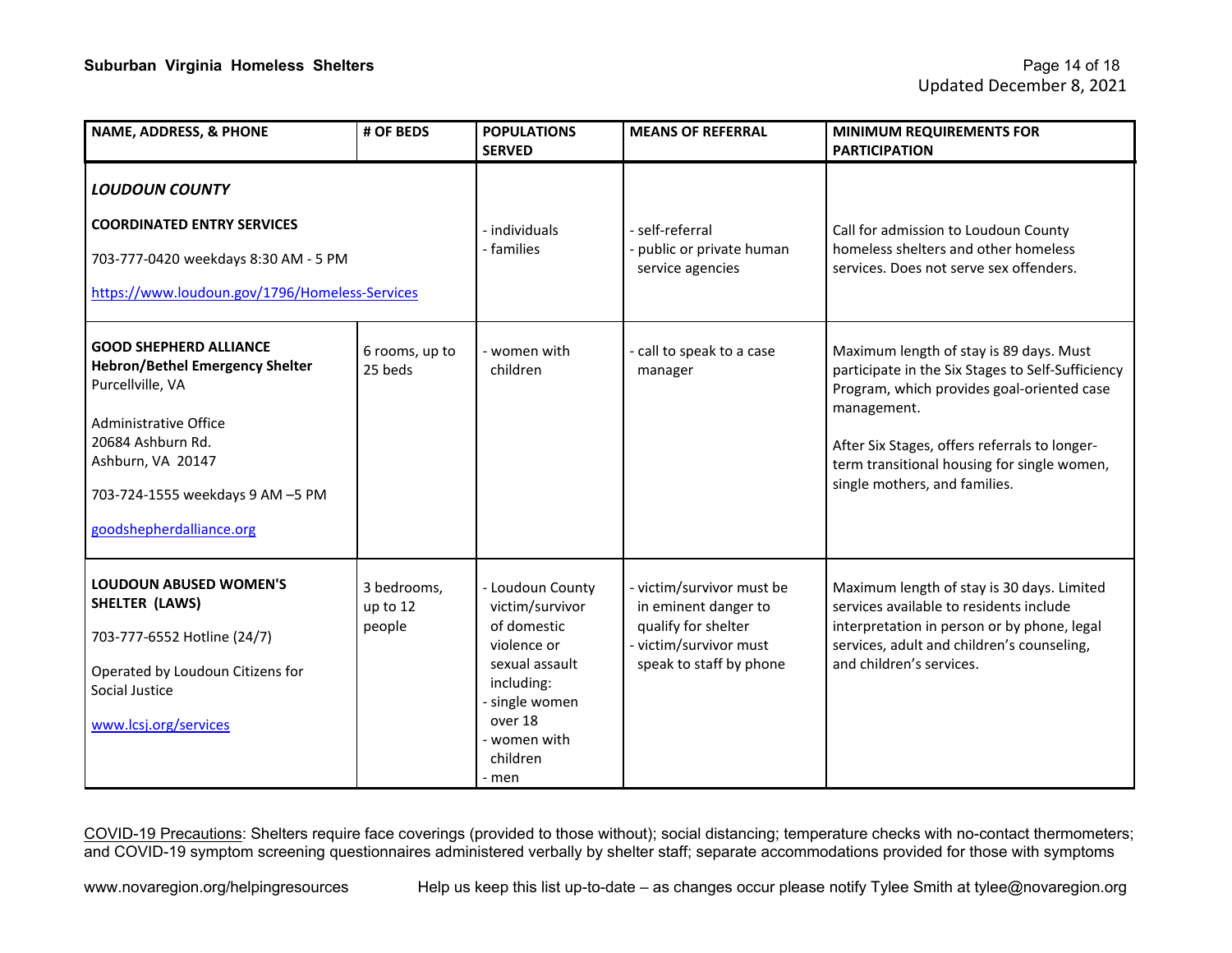| NAME, ADDRESS, & PHONE | # OF BEDS | POPULATIONS SERVED | MEANS OF REFERRAL | MINIMUM REQUIREMENTS FOR PARTICIPATION |
|---|---|---|---|---|
| ***LOUDOUN COUNTY*** <br><br> **COORDINATED ENTRY SERVICES** <br><br> 703-777-0420 weekdays 8:30 AM - 5 PM <br><br> https://www.loudoun.gov/1796/Homeless-Services | | - individuals <br> - families | - self-referral <br> - public or private human service agencies | Call for admission to Loudoun County homeless shelters and other homeless services. Does not serve sex offenders. |
| **GOOD SHEPHERD ALLIANCE** <br> **Hebron/Bethel Emergency Shelter** <br> Purcellville, VA <br><br> Administrative Office <br> 20684 Ashburn Rd. <br> Ashburn, VA 20147 <br><br> 703-724-1555 weekdays 9 AM –5 PM <br><br> goodshepherdalliance.org | 6 rooms, up to 25 beds | - women with children | - call to speak to a case manager | Maximum length of stay is 89 days. Must participate in the Six Stages to Self-Sufficiency Program, which provides goal-oriented case management. <br><br> After Six Stages, offers referrals to longer-term transitional housing for single women, single mothers, and families. |
| **LOUDOUN ABUSED WOMEN'S SHELTER (LAWS)** <br><br> 703-777-6552 Hotline (24/7) <br><br> Operated by Loudoun Citizens for Social Justice <br><br> www.lcsj.org/services | 3 bedrooms, up to 12 people | - Loudoun County victim/survivor of domestic violence or sexual assault including: <br> - single women over 18 <br> - women with children <br> - men | - victim/survivor must be in eminent danger to qualify for shelter <br> - victim/survivor must speak to staff by phone | Maximum length of stay is 30 days. Limited services available to residents include interpretation in person or by phone, legal services, adult and children's counseling, and children's services. |

COVID-19 Precautions: Shelters require face coverings (provided to those without); social distancing; temperature checks with no-contact thermometers; and COVID-19 symptom screening questionnaires administered verbally by shelter staff; separate accommodations provided for those with symptoms

www.novaregion.org/helpingresources    Help us keep this list up-to-date – as changes occur please notify Tylee Smith at tylee@novaregion.org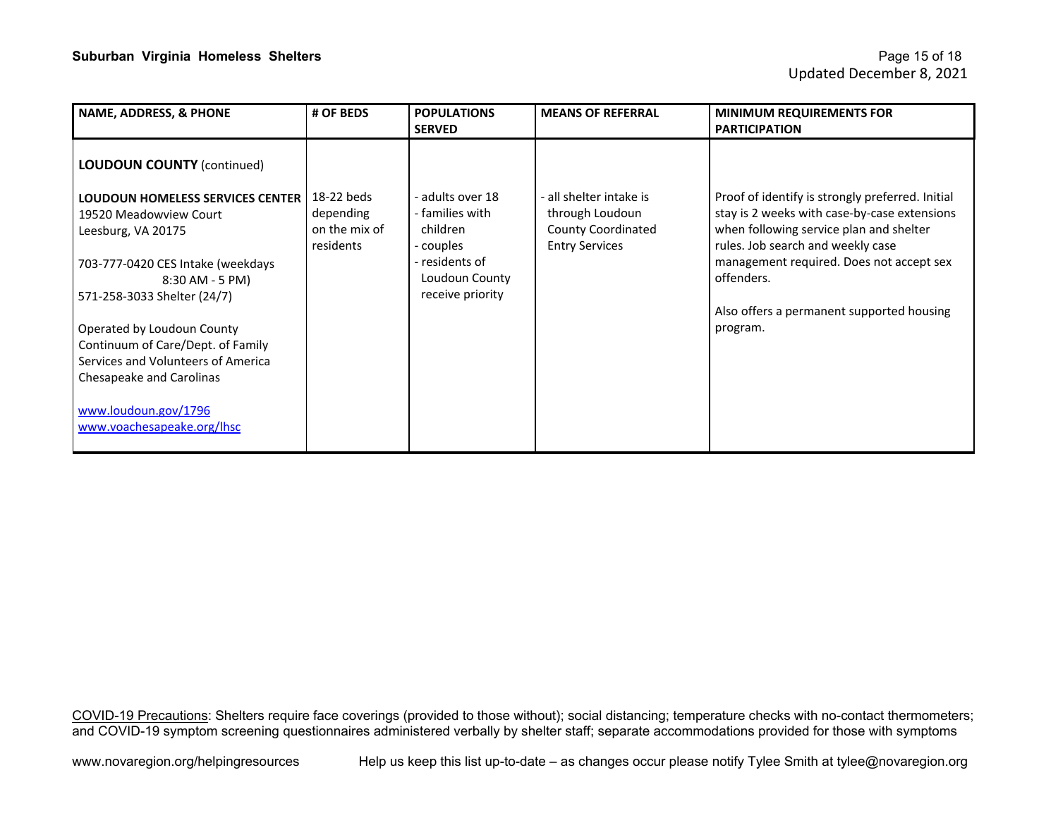| NAME, ADDRESS, & PHONE | # OF BEDS | POPULATIONS SERVED | MEANS OF REFERRAL | MINIMUM REQUIREMENTS FOR PARTICIPATION |
|---|---|---|---|---|
| **LOUDOUN COUNTY** (continued) | | | | |
| **LOUDOUN HOMELESS SERVICES CENTER**<br>19520 Meadowview Court<br>Leesburg, VA 20175<br><br>703-777-0420 CES Intake (weekdays 8:30 AM - 5 PM)<br>571-258-3033 Shelter (24/7)<br><br>Operated by Loudoun County Continuum of Care/Dept. of Family Services and Volunteers of America Chesapeake and Carolinas<br><br>www.loudoun.gov/1796<br>www.voachesapeake.org/lhsc | 18-22 beds depending on the mix of residents | - adults over 18<br>- families with children<br>- couples<br>- residents of Loudoun County receive priority | - all shelter intake is through Loudoun County Coordinated Entry Services | Proof of identify is strongly preferred. Initial stay is 2 weeks with case-by-case extensions when following service plan and shelter rules. Job search and weekly case management required. Does not accept sex offenders.<br><br>Also offers a permanent supported housing program. |

COVID-19 Precautions: Shelters require face coverings (provided to those without); social distancing; temperature checks with no-contact thermometers; and COVID-19 symptom screening questionnaires administered verbally by shelter staff; separate accommodations provided for those with symptoms

www.novaregion.org/helpingresources Help us keep this list up-to-date – as changes occur please notify Tylee Smith at tylee@novaregion.org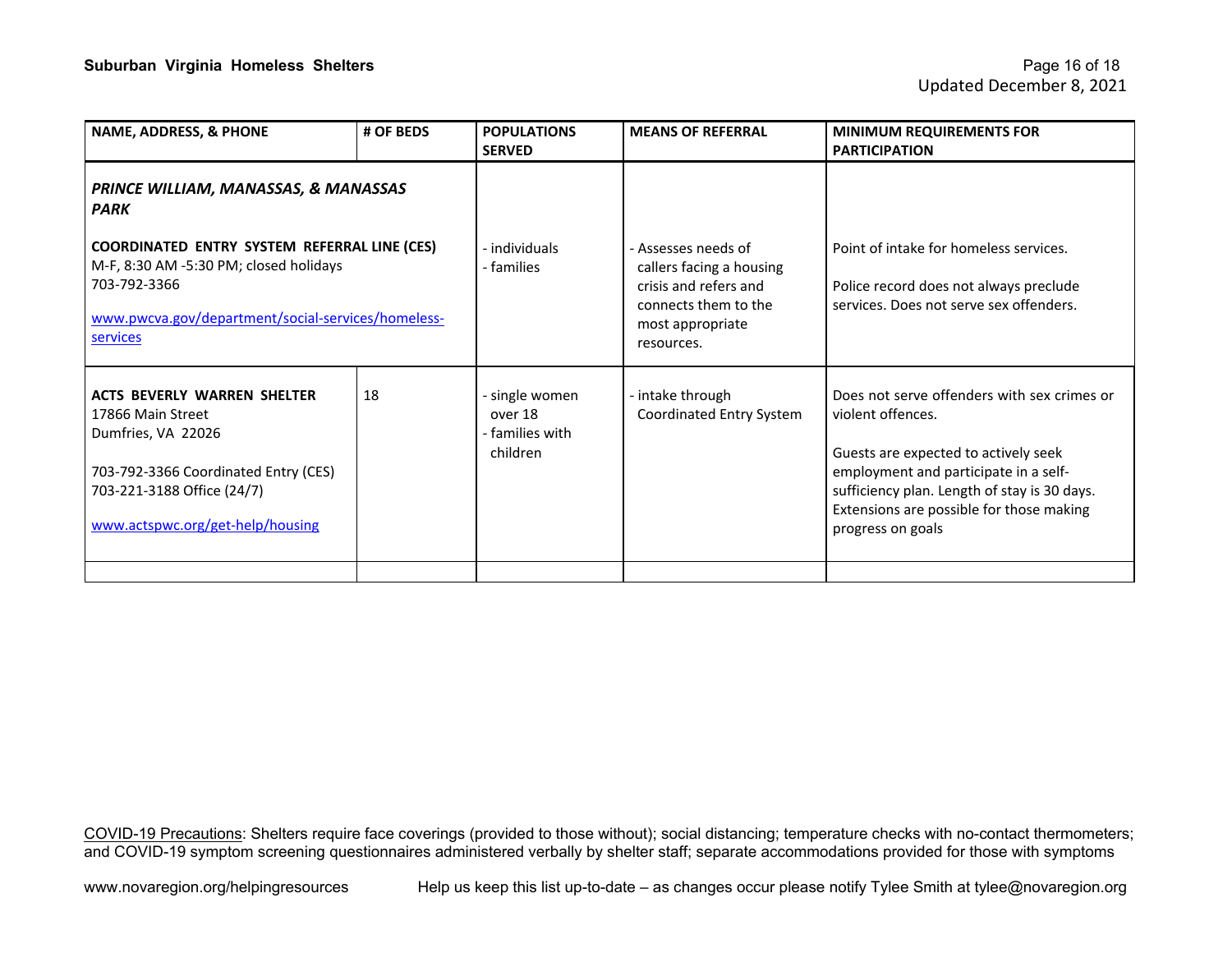| NAME, ADDRESS, & PHONE | # OF BEDS | POPULATIONS SERVED | MEANS OF REFERRAL | MINIMUM REQUIREMENTS FOR PARTICIPATION |
|---|---|---|---|---|
| ***PRINCE WILLIAM, MANASSAS, & MANASSAS PARK*** <br><br> **COORDINATED ENTRY SYSTEM REFERRAL LINE (CES)** <br> M-F, 8:30 AM -5:30 PM; closed holidays <br> 703-792-3366 <br><br> www.pwcva.gov/department/social-services/homeless-services | | - individuals <br> - families | - Assesses needs of callers facing a housing crisis and refers and connects them to the most appropriate resources. | Point of intake for homeless services. <br><br> Police record does not always preclude services. Does not serve sex offenders. |
| **ACTS BEVERLY WARREN SHELTER** <br> 17866 Main Street <br> Dumfries, VA 22026 <br><br> 703-792-3366 Coordinated Entry (CES) <br> 703-221-3188 Office (24/7) <br><br> www.actspwc.org/get-help/housing | 18 | - single women over 18 <br> - families with children | - intake through Coordinated Entry System | Does not serve offenders with sex crimes or violent offences. <br><br> Guests are expected to actively seek employment and participate in a self-sufficiency plan. Length of stay is 30 days. Extensions are possible for those making progress on goals |
| | | | | |

COVID-19 Precautions: Shelters require face coverings (provided to those without); social distancing; temperature checks with no-contact thermometers; and COVID-19 symptom screening questionnaires administered verbally by shelter staff; separate accommodations provided for those with symptoms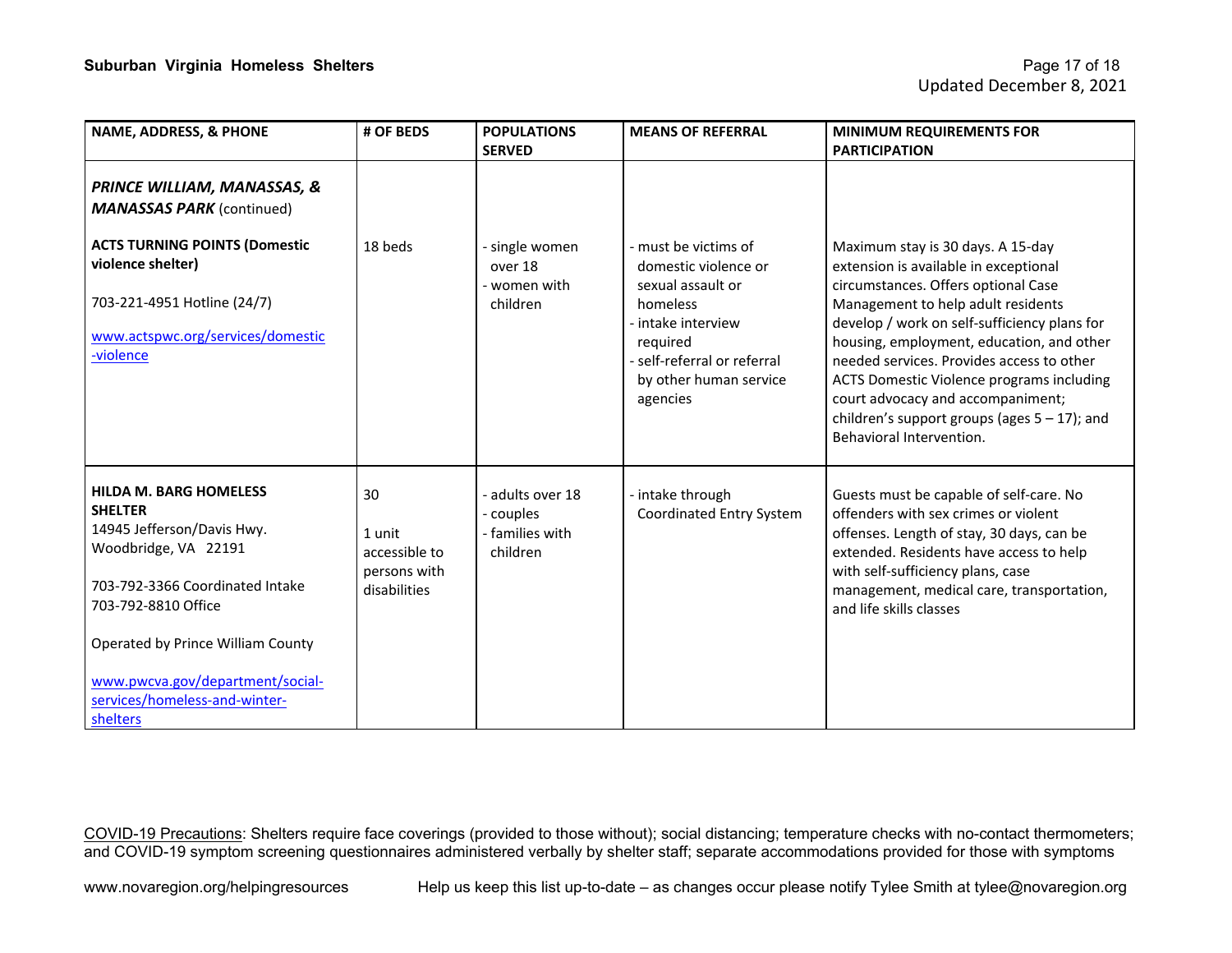| NAME, ADDRESS, & PHONE | # OF BEDS | POPULATIONS SERVED | MEANS OF REFERRAL | MINIMUM REQUIREMENTS FOR PARTICIPATION |
|---|---|---|---|---|
| ***PRINCE WILLIAM, MANASSAS, & MANASSAS PARK*** (continued) | | | | |
| **ACTS TURNING POINTS (Domestic violence shelter)**<br><br>703-221-4951 Hotline (24/7)<br><br>www.actspwc.org/services/domestic-violence | 18 beds | - single women over 18<br>- women with children | - must be victims of domestic violence or sexual assault or homeless<br>- intake interview required<br>- self-referral or referral by other human service agencies | Maximum stay is 30 days. A 15-day extension is available in exceptional circumstances. Offers optional Case Management to help adult residents develop / work on self-sufficiency plans for housing, employment, education, and other needed services. Provides access to other ACTS Domestic Violence programs including court advocacy and accompaniment; children's support groups (ages 5 – 17); and Behavioral Intervention. |
| **HILDA M. BARG HOMELESS SHELTER**<br>14945 Jefferson/Davis Hwy.<br>Woodbridge, VA 22191<br><br>703-792-3366 Coordinated Intake<br>703-792-8810 Office<br><br>Operated by Prince William County<br><br>www.pwcva.gov/department/social-services/homeless-and-winter-shelters | 30<br><br>1 unit accessible to persons with disabilities | - adults over 18<br>- couples<br>- families with children | - intake through Coordinated Entry System | Guests must be capable of self-care. No offenders with sex crimes or violent offenses. Length of stay, 30 days, can be extended. Residents have access to help with self-sufficiency plans, case management, medical care, transportation, and life skills classes |

COVID-19 Precautions: Shelters require face coverings (provided to those without); social distancing; temperature checks with no-contact thermometers; and COVID-19 symptom screening questionnaires administered verbally by shelter staff; separate accommodations provided for those with symptoms

www.novaregion.org/helpingresources Help us keep this list up-to-date – as changes occur please notify Tylee Smith at tylee@novaregion.org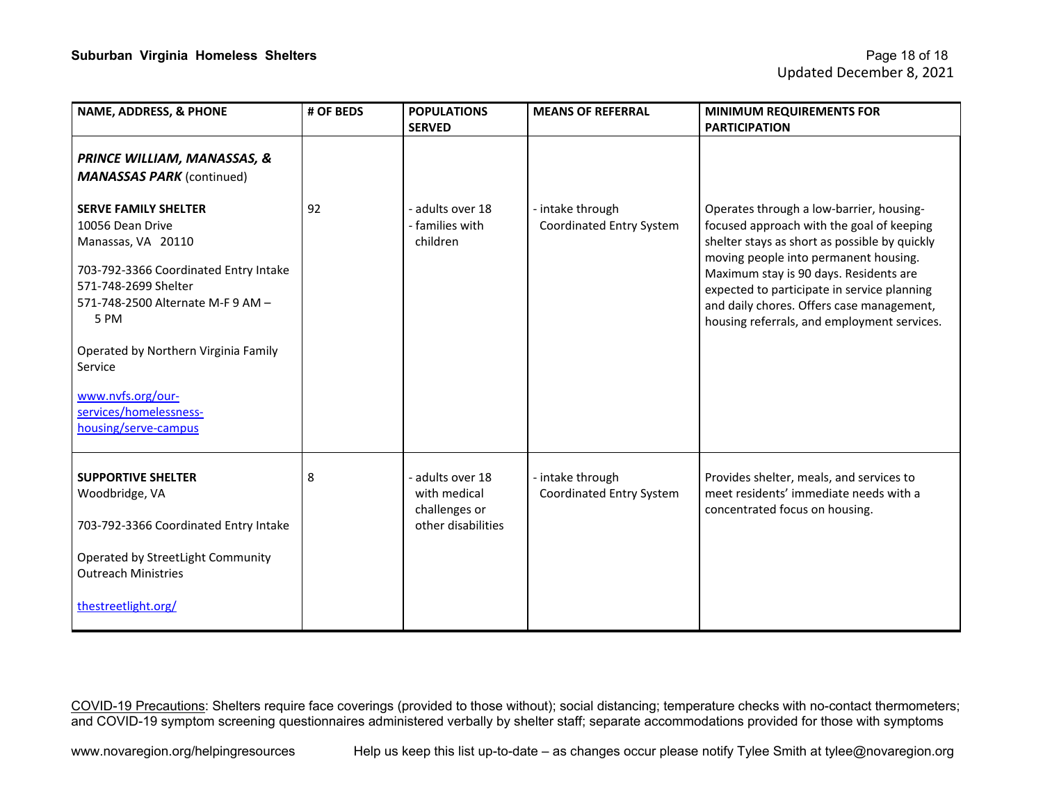| NAME, ADDRESS, & PHONE | # OF BEDS | POPULATIONS SERVED | MEANS OF REFERRAL | MINIMUM REQUIREMENTS FOR PARTICIPATION |
|---|---|---|---|---|
| ***PRINCE WILLIAM, MANASSAS, & MANASSAS PARK*** (continued) | | | | |
| **SERVE FAMILY SHELTER**<br>10056 Dean Drive<br>Manassas, VA 20110<br><br>703-792-3366 Coordinated Entry Intake<br>571-748-2699 Shelter<br>571-748-2500 Alternate M-F 9 AM – 5 PM<br><br>Operated by Northern Virginia Family Service<br><br>[www.nvfs.org/our-services/homelessness-housing/serve-campus](www.nvfs.org/our-services/homelessness-housing/serve-campus) | 92 | - adults over 18<br>- families with children | - intake through Coordinated Entry System | Operates through a low-barrier, housing-focused approach with the goal of keeping shelter stays as short as possible by quickly moving people into permanent housing. Maximum stay is 90 days. Residents are expected to participate in service planning and daily chores. Offers case management, housing referrals, and employment services. |
| **SUPPORTIVE SHELTER**<br>Woodbridge, VA<br><br>703-792-3366 Coordinated Entry Intake<br><br>Operated by StreetLight Community Outreach Ministries<br><br>[thestreetlight.org/](thestreetlight.org/) | 8 | - adults over 18 with medical challenges or other disabilities | - intake through Coordinated Entry System | Provides shelter, meals, and services to meet residents' immediate needs with a concentrated focus on housing. |

COVID-19 Precautions: Shelters require face coverings (provided to those without); social distancing; temperature checks with no-contact thermometers; and COVID-19 symptom screening questionnaires administered verbally by shelter staff; separate accommodations provided for those with symptoms